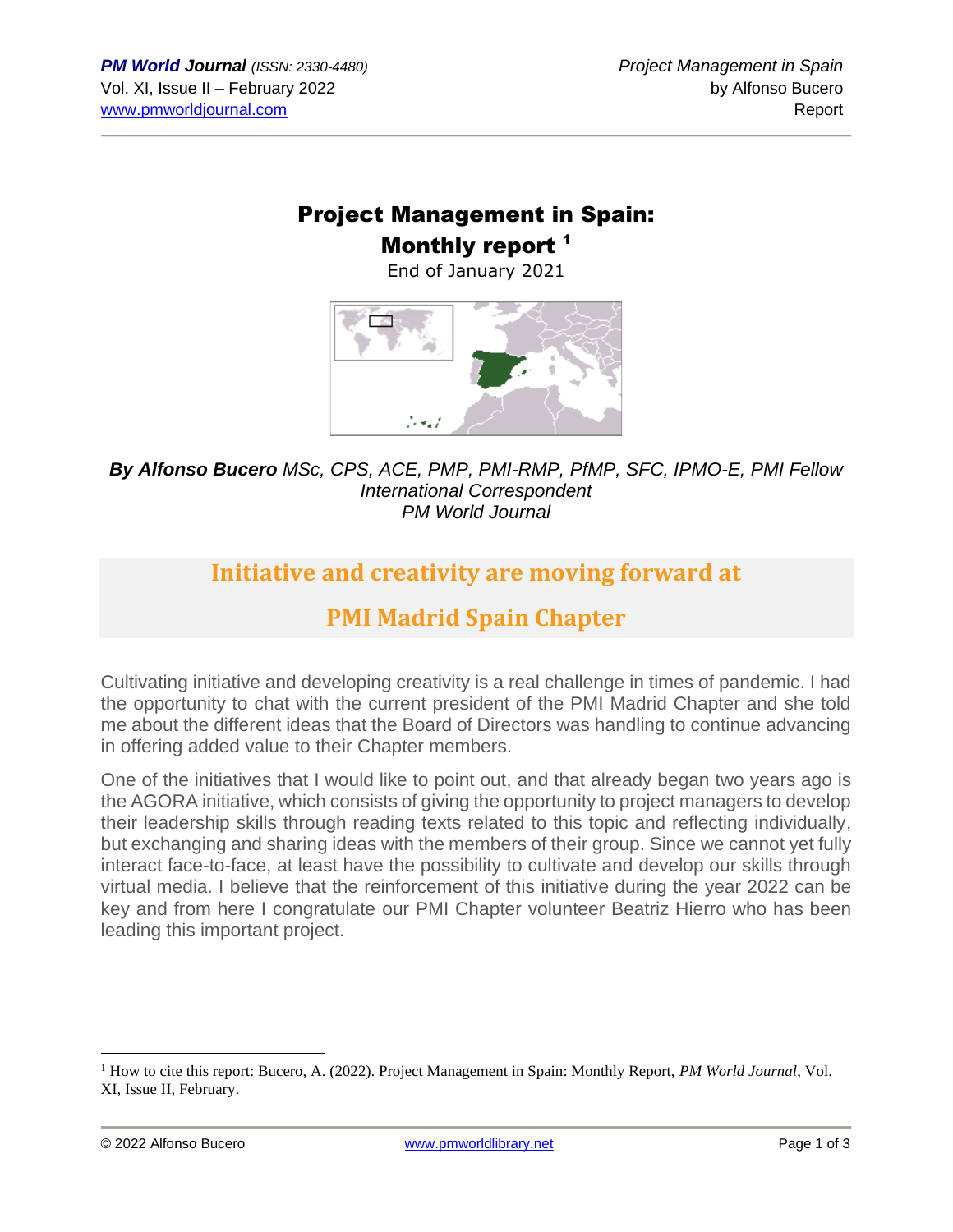# Project Management in Spain: Monthly report [1]

End of January 2021

***By Alfonso Bucero** MSc, CPS, ACE, PMP, PMI-RMP, PfMP, SFC, IPMO-E, PMI Fellow*
*International Correspondent*
*PM World Journal*

## Initiative and creativity are moving forward at PMI Madrid Spain Chapter

Cultivating initiative and developing creativity is a real challenge in times of pandemic. I had the opportunity to chat with the current president of the PMI Madrid Chapter and she told me about the different ideas that the Board of Directors was handling to continue advancing in offering added value to their Chapter members.

One of the initiatives that I would like to point out, and that already began two years ago is the AGORA initiative, which consists of giving the opportunity to project managers to develop their leadership skills through reading texts related to this topic and reflecting individually, but exchanging and sharing ideas with the members of their group. Since we cannot yet fully interact face-to-face, at least have the possibility to cultivate and develop our skills through virtual media. I believe that the reinforcement of this initiative during the year 2022 can be key and from here I congratulate our PMI Chapter volunteer Beatriz Hierro who has been leading this important project.

---

[1] How to cite this report: Bucero, A. (2022). Project Management in Spain: Monthly Report, *PM World Journal*, Vol. XI, Issue II, February.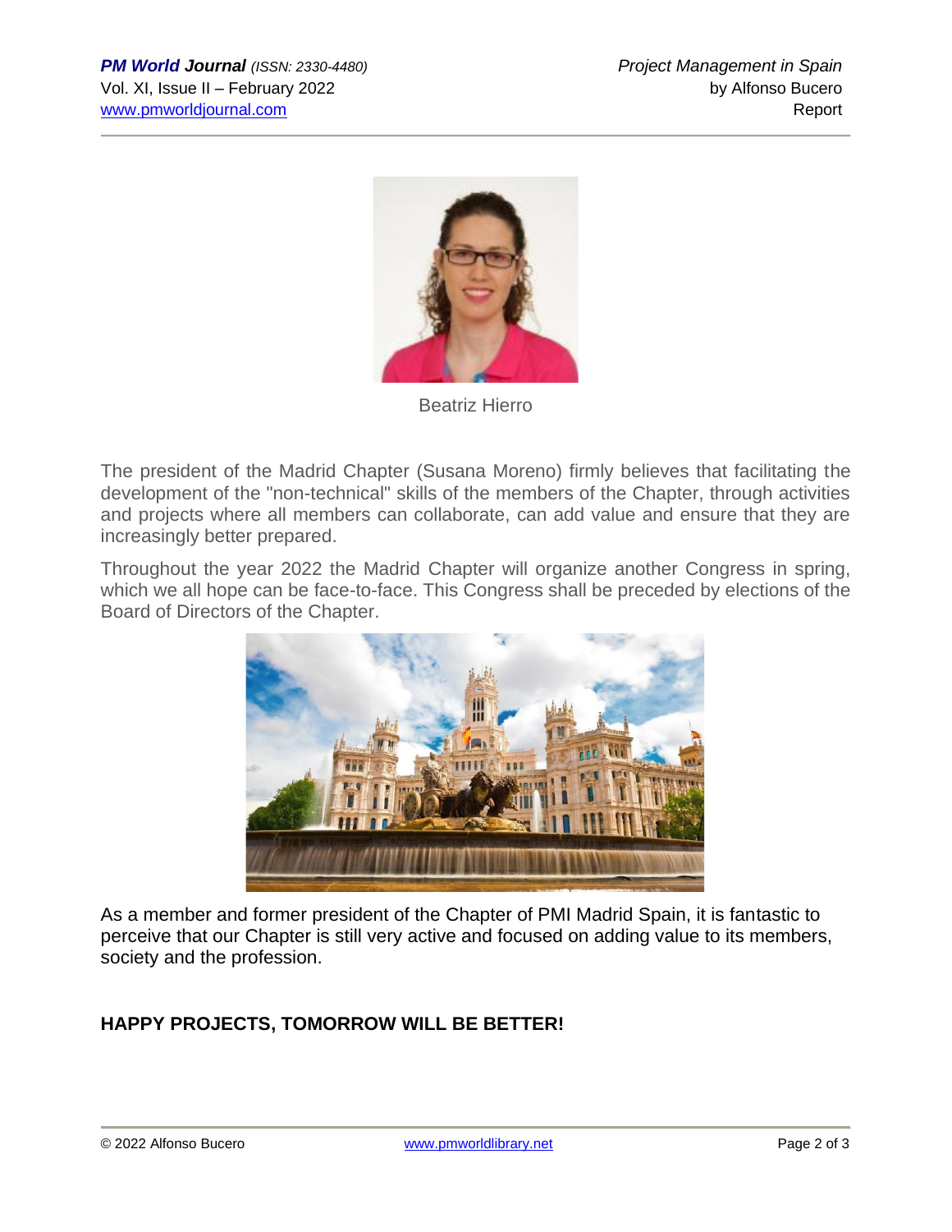Beatriz Hierro

The president of the Madrid Chapter (Susana Moreno) firmly believes that facilitating the development of the "non-technical" skills of the members of the Chapter, through activities and projects where all members can collaborate, can add value and ensure that they are increasingly better prepared.

Throughout the year 2022 the Madrid Chapter will organize another Congress in spring, which we all hope can be face-to-face. This Congress shall be preceded by elections of the Board of Directors of the Chapter.

As a member and former president of the Chapter of PMI Madrid Spain, it is fantastic to perceive that our Chapter is still very active and focused on adding value to its members, society and the profession.

**HAPPY PROJECTS, TOMORROW WILL BE BETTER!**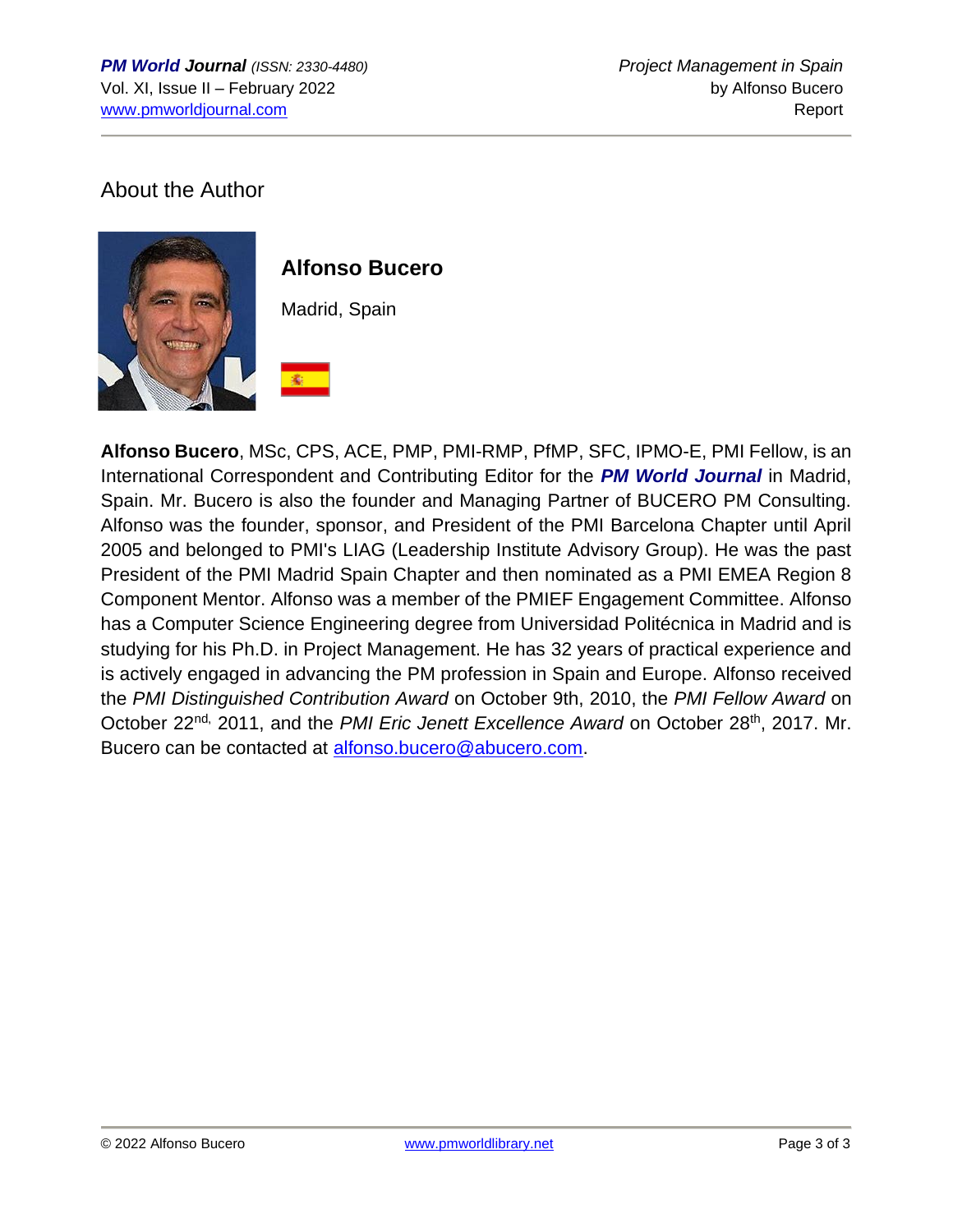## About the Author

### Alfonso Bucero

Madrid, Spain

**Alfonso Bucero**, MSc, CPS, ACE, PMP, PMI-RMP, PfMP, SFC, IPMO-E, PMI Fellow, is an International Correspondent and Contributing Editor for the ***PM World Journal*** in Madrid, Spain. Mr. Bucero is also the founder and Managing Partner of BUCERO PM Consulting. Alfonso was the founder, sponsor, and President of the PMI Barcelona Chapter until April 2005 and belonged to PMI's LIAG (Leadership Institute Advisory Group). He was the past President of the PMI Madrid Spain Chapter and then nominated as a PMI EMEA Region 8 Component Mentor. Alfonso was a member of the PMIEF Engagement Committee. Alfonso has a Computer Science Engineering degree from Universidad Politécnica in Madrid and is studying for his Ph.D. in Project Management. He has 32 years of practical experience and is actively engaged in advancing the PM profession in Spain and Europe. Alfonso received the *PMI Distinguished Contribution Award* on October 9th, 2010, the *PMI Fellow Award* on October 22nd, 2011, and the *PMI Eric Jenett Excellence Award* on October 28th, 2017. Mr. Bucero can be contacted at alfonso.bucero@abucero.com.